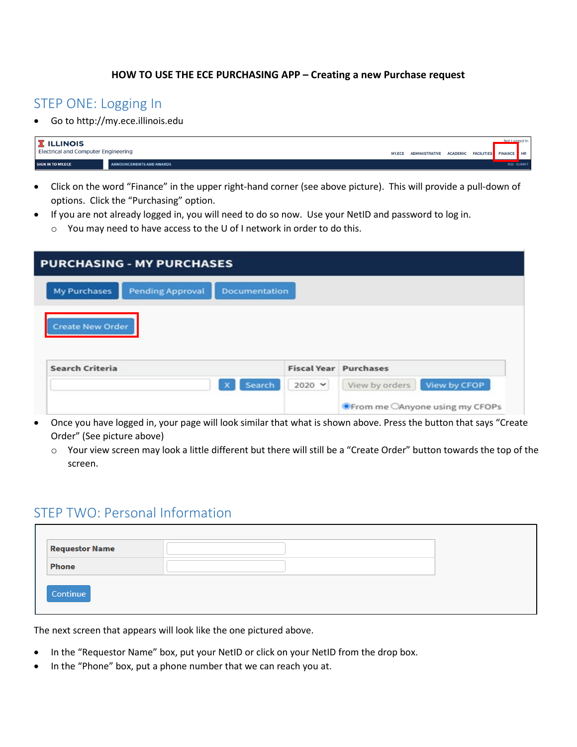**HOW TO USE THE ECE PURCHASING APP – Creating a new Purchase request**

## STEP ONE: Logging In

- Go to http://my.ece.illinois.edu

- Click on the word "Finance" in the upper right-hand corner (see above picture). This will provide a pull-down of options. Click the "Purchasing" option.
- If you are not already logged in, you will need to do so now. Use your NetID and password to log in.
  - You may need to have access to the U of I network in order to do this.

- Once you have logged in, your page will look similar that what is shown above. Press the button that says "Create Order" (See picture above)
  - Your view screen may look a little different but there will still be a "Create Order" button towards the top of the screen.

## STEP TWO: Personal Information

The next screen that appears will look like the one pictured above.

- In the "Requestor Name" box, put your NetID or click on your NetID from the drop box.
- In the "Phone" box, put a phone number that we can reach you at.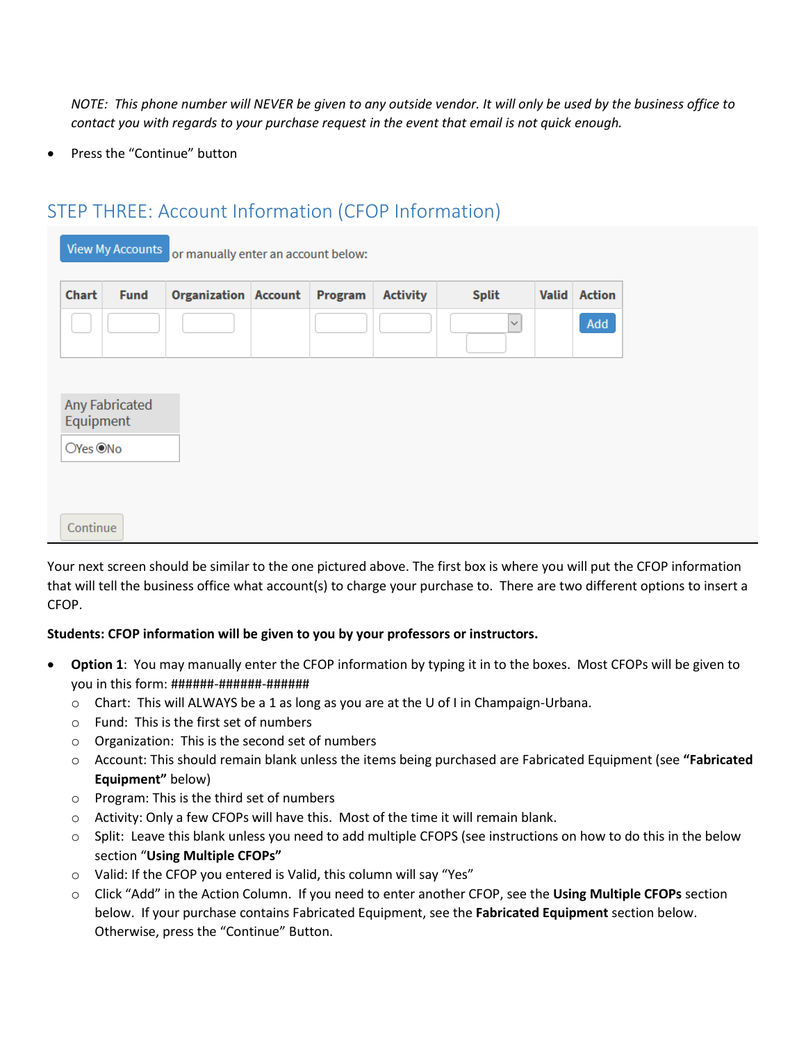*NOTE: This phone number will NEVER be given to any outside vendor. It will only be used by the business office to contact you with regards to your purchase request in the event that email is not quick enough.*

- Press the "Continue" button

## STEP THREE: Account Information (CFOP Information)

View My Accounts or manually enter an account below:

| Chart | Fund | Organization | Account | Program | Activity | Split | Valid | Action |
|---|---|---|---|---|---|---|---|---|
| | | | | | | | | Add |

Any Fabricated Equipment

○Yes ◉No

Continue

Your next screen should be similar to the one pictured above. The first box is where you will put the CFOP information that will tell the business office what account(s) to charge your purchase to. There are two different options to insert a CFOP.

**Students: CFOP information will be given to you by your professors or instructors.**

- **Option 1**: You may manually enter the CFOP information by typing it in to the boxes. Most CFOPs will be given to you in this form: ######-######-######
  - Chart: This will ALWAYS be a 1 as long as you are at the U of I in Champaign-Urbana.
  - Fund: This is the first set of numbers
  - Organization: This is the second set of numbers
  - Account: This should remain blank unless the items being purchased are Fabricated Equipment (see **"Fabricated Equipment"** below)
  - Program: This is the third set of numbers
  - Activity: Only a few CFOPs will have this. Most of the time it will remain blank.
  - Split: Leave this blank unless you need to add multiple CFOPS (see instructions on how to do this in the below section "**Using Multiple CFOPs"**
  - Valid: If the CFOP you entered is Valid, this column will say "Yes"
  - Click "Add" in the Action Column. If you need to enter another CFOP, see the **Using Multiple CFOPs** section below. If your purchase contains Fabricated Equipment, see the **Fabricated Equipment** section below. Otherwise, press the "Continue" Button.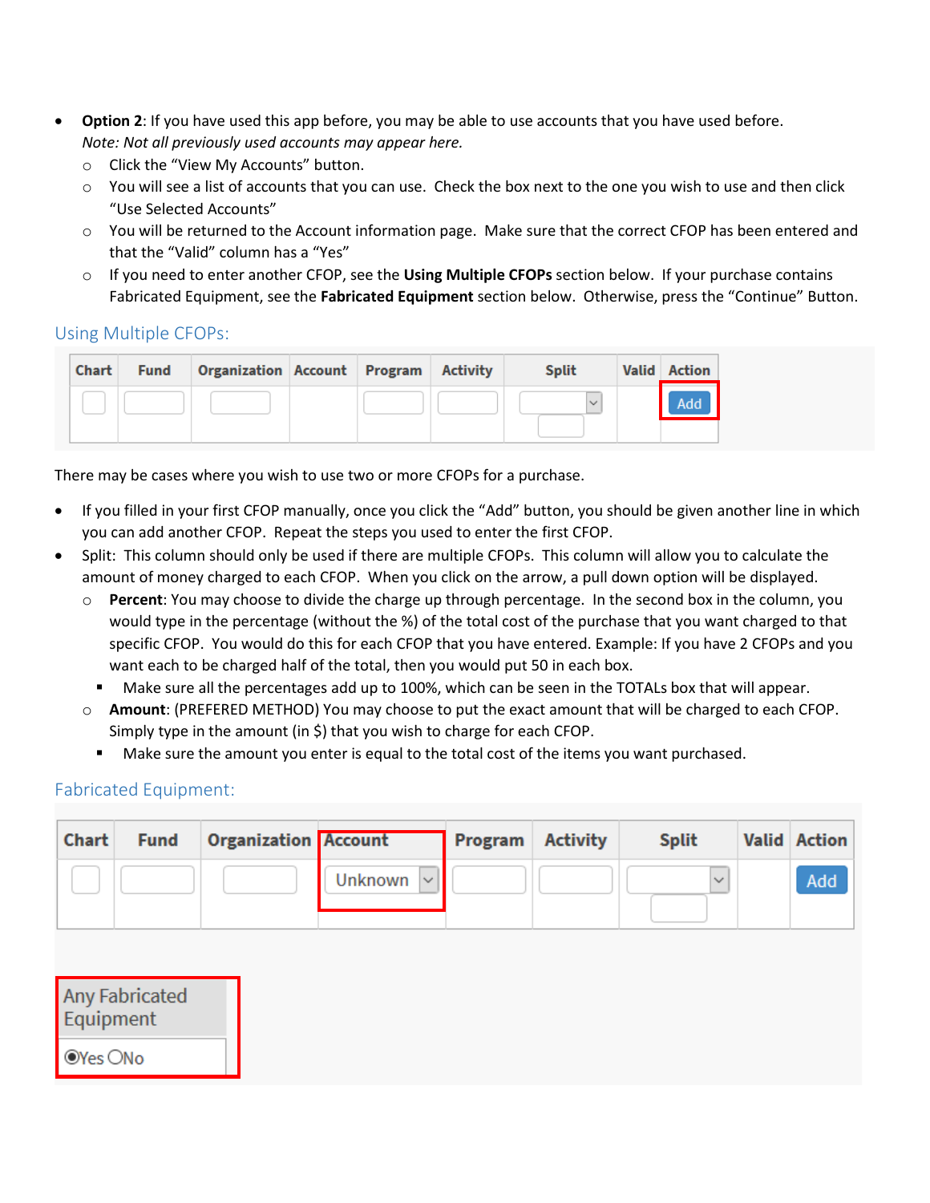- **Option 2**: If you have used this app before, you may be able to use accounts that you have used before. *Note: Not all previously used accounts may appear here.*
  - Click the "View My Accounts" button.
  - You will see a list of accounts that you can use. Check the box next to the one you wish to use and then click "Use Selected Accounts"
  - You will be returned to the Account information page. Make sure that the correct CFOP has been entered and that the "Valid" column has a "Yes"
  - If you need to enter another CFOP, see the **Using Multiple CFOPs** section below. If your purchase contains Fabricated Equipment, see the **Fabricated Equipment** section below. Otherwise, press the "Continue" Button.

## Using Multiple CFOPs:

| Chart | Fund | Organization | Account | Program | Activity | Split | Valid | Action |
|---|---|---|---|---|---|---|---|---|
| | | | | | | | | Add |

There may be cases where you wish to use two or more CFOPs for a purchase.

- If you filled in your first CFOP manually, once you click the "Add" button, you should be given another line in which you can add another CFOP. Repeat the steps you used to enter the first CFOP.
- Split: This column should only be used if there are multiple CFOPs. This column will allow you to calculate the amount of money charged to each CFOP. When you click on the arrow, a pull down option will be displayed.
  - **Percent**: You may choose to divide the charge up through percentage. In the second box in the column, you would type in the percentage (without the %) of the total cost of the purchase that you want charged to that specific CFOP. You would do this for each CFOP that you have entered. Example: If you have 2 CFOPs and you want each to be charged half of the total, then you would put 50 in each box.
    - Make sure all the percentages add up to 100%, which can be seen in the TOTALs box that will appear.
  - **Amount**: (PREFERED METHOD) You may choose to put the exact amount that will be charged to each CFOP. Simply type in the amount (in $) that you wish to charge for each CFOP.
    - Make sure the amount you enter is equal to the total cost of the items you want purchased.

## Fabricated Equipment:

| Chart | Fund | Organization | Account | Program | Activity | Split | Valid | Action |
|---|---|---|---|---|---|---|---|---|
| | | | Unknown | | | | | Add |

| Any Fabricated Equipment |
|---|
| ◉Yes ○No |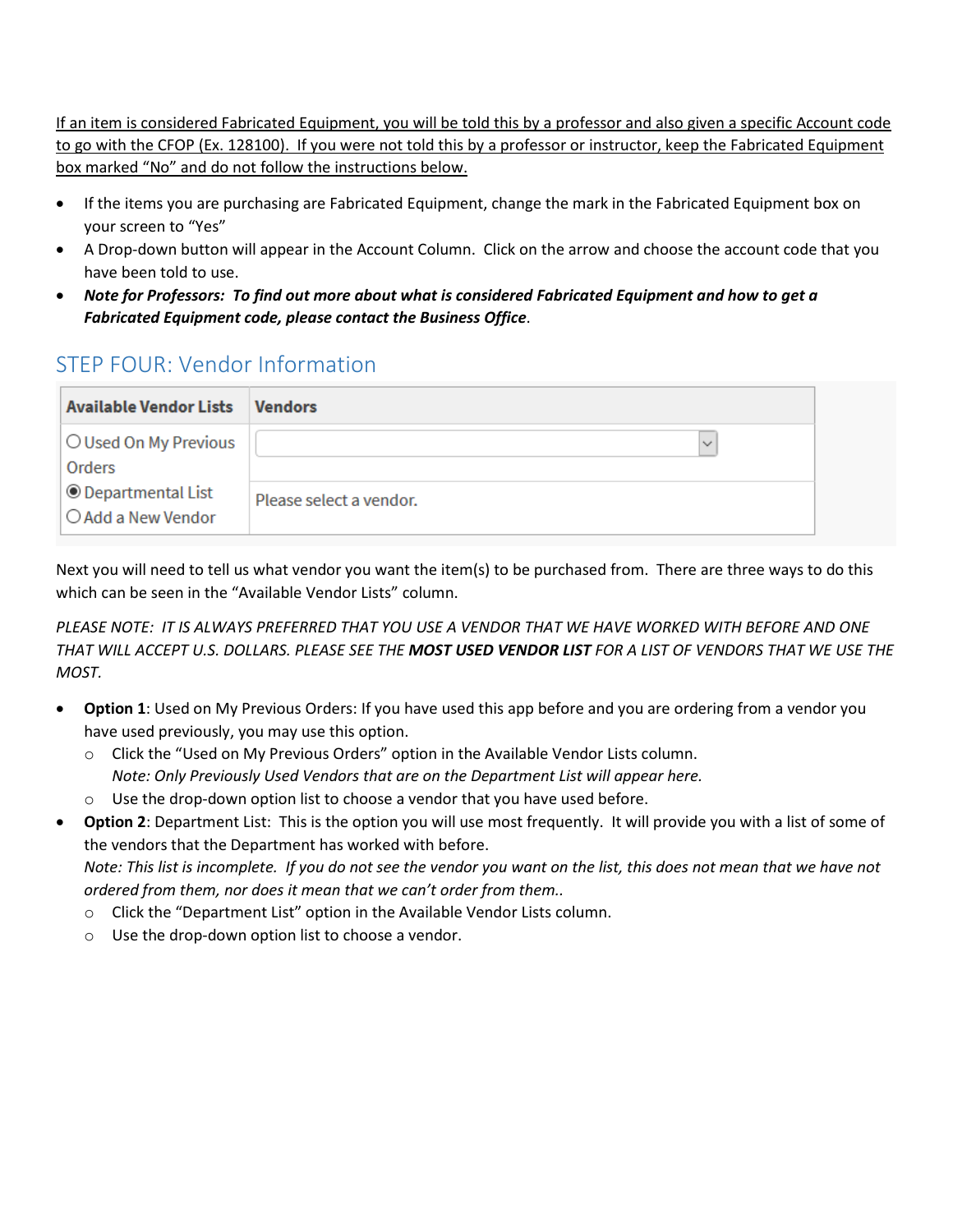<u>If an item is considered Fabricated Equipment, you will be told this by a professor and also given a specific Account code to go with the CFOP (Ex. 128100). If you were not told this by a professor or instructor, keep the Fabricated Equipment box marked "No" and do not follow the instructions below.</u>

- If the items you are purchasing are Fabricated Equipment, change the mark in the Fabricated Equipment box on your screen to "Yes"
- A Drop-down button will appear in the Account Column. Click on the arrow and choose the account code that you have been told to use.
- ***Note for Professors: To find out more about what is considered Fabricated Equipment and how to get a Fabricated Equipment code, please contact the Business Office***.

## STEP FOUR: Vendor Information

| Available Vendor Lists | Vendors |
|---|---|
| ○ Used On My Previous Orders<br>◉ Departmental List<br>○ Add a New Vendor | [ ▾ ]<br>Please select a vendor. |

Next you will need to tell us what vendor you want the item(s) to be purchased from. There are three ways to do this which can be seen in the "Available Vendor Lists" column.

*PLEASE NOTE: IT IS ALWAYS PREFERRED THAT YOU USE A VENDOR THAT WE HAVE WORKED WITH BEFORE AND ONE THAT WILL ACCEPT U.S. DOLLARS. PLEASE SEE THE* ***MOST USED VENDOR LIST*** *FOR A LIST OF VENDORS THAT WE USE THE MOST.*

- **Option 1**: Used on My Previous Orders: If you have used this app before and you are ordering from a vendor you have used previously, you may use this option.
  - Click the "Used on My Previous Orders" option in the Available Vendor Lists column.
    *Note: Only Previously Used Vendors that are on the Department List will appear here.*
  - Use the drop-down option list to choose a vendor that you have used before.
- **Option 2**: Department List: This is the option you will use most frequently. It will provide you with a list of some of the vendors that the Department has worked with before.
  *Note: This list is incomplete. If you do not see the vendor you want on the list, this does not mean that we have not ordered from them, nor does it mean that we can't order from them..*
  - Click the "Department List" option in the Available Vendor Lists column.
  - Use the drop-down option list to choose a vendor.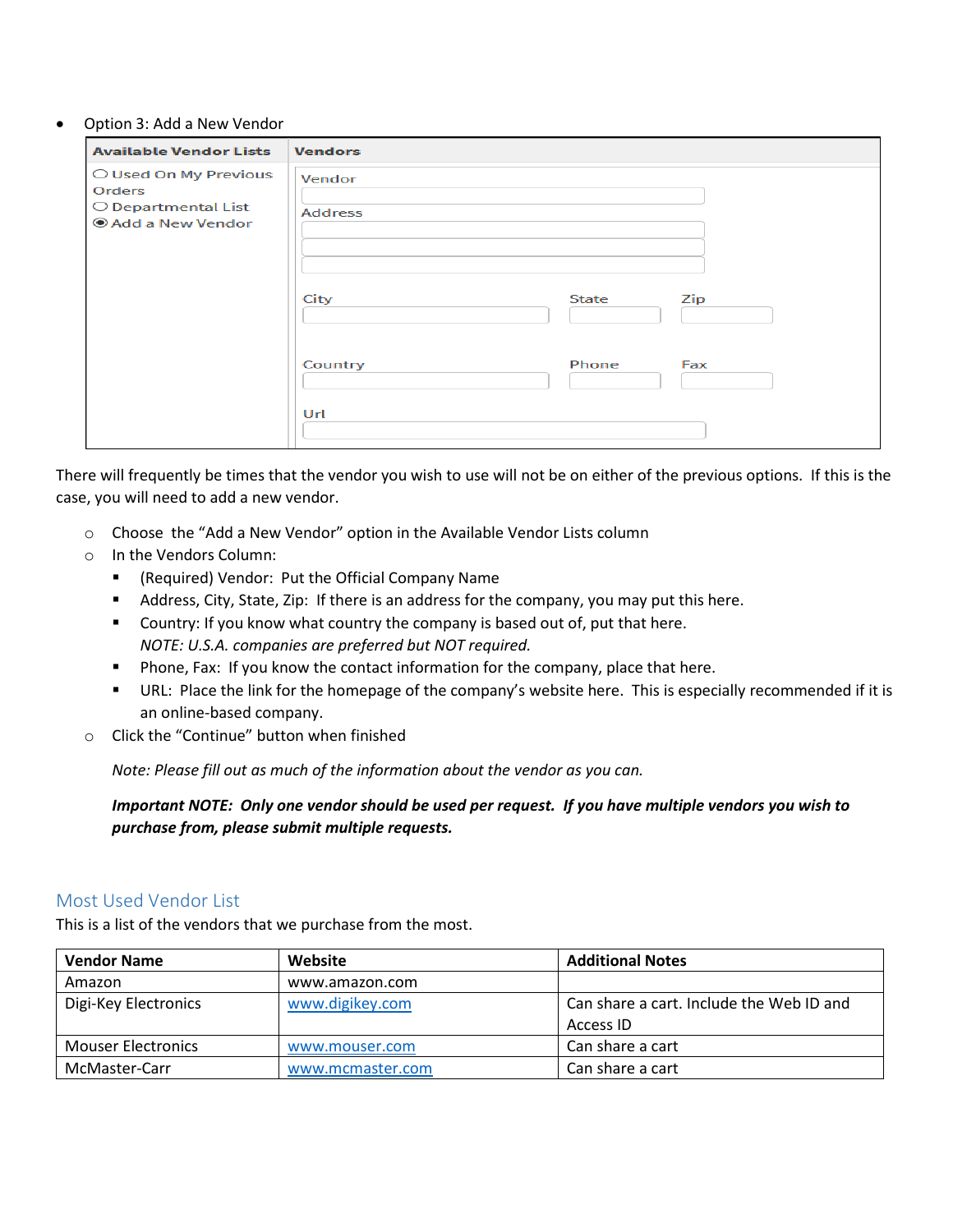- Option 3: Add a New Vendor

| Available Vendor Lists | Vendors |
|---|---|
| ○ Used On My Previous Orders<br>○ Departmental List<br>◉ Add a New Vendor | Vendor<br>Address<br>City State Zip<br>Country Phone Fax<br>Url |

There will frequently be times that the vendor you wish to use will not be on either of the previous options. If this is the case, you will need to add a new vendor.

- Choose the "Add a New Vendor" option in the Available Vendor Lists column
- In the Vendors Column:
  - (Required) Vendor: Put the Official Company Name
  - Address, City, State, Zip: If there is an address for the company, you may put this here.
  - Country: If you know what country the company is based out of, put that here.
    *NOTE: U.S.A. companies are preferred but NOT required.*
  - Phone, Fax: If you know the contact information for the company, place that here.
  - URL: Place the link for the homepage of the company's website here. This is especially recommended if it is an online-based company.
- Click the "Continue" button when finished

  *Note: Please fill out as much of the information about the vendor as you can.*

  ***Important NOTE: Only one vendor should be used per request. If you have multiple vendors you wish to purchase from, please submit multiple requests.***

## Most Used Vendor List

This is a list of the vendors that we purchase from the most.

| Vendor Name | Website | Additional Notes |
|---|---|---|
| Amazon | www.amazon.com | |
| Digi-Key Electronics | www.digikey.com | Can share a cart. Include the Web ID and Access ID |
| Mouser Electronics | www.mouser.com | Can share a cart |
| McMaster-Carr | www.mcmaster.com | Can share a cart |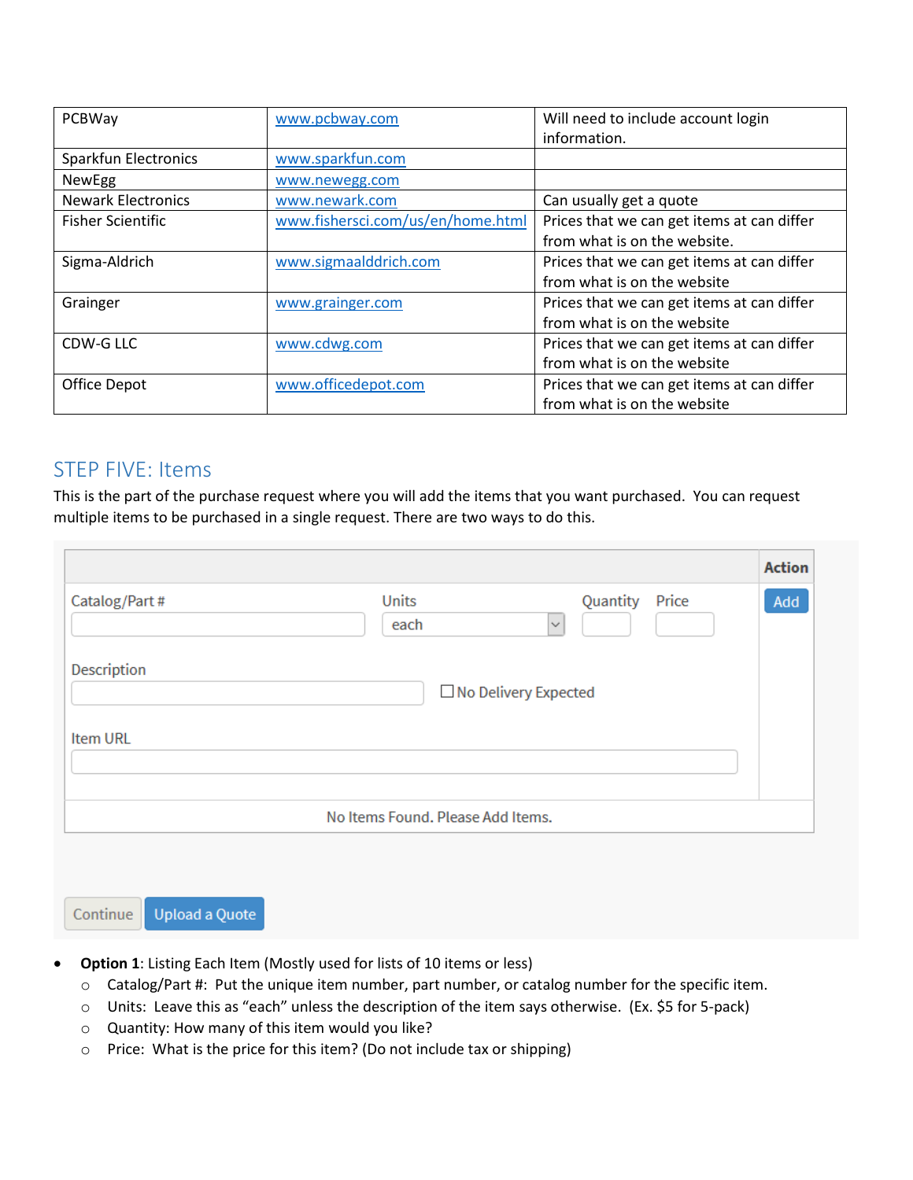| PCBWay | www.pcbway.com | Will need to include account login information. |
|---|---|---|
| Sparkfun Electronics | www.sparkfun.com | |
| NewEgg | www.newegg.com | |
| Newark Electronics | www.newark.com | Can usually get a quote |
| Fisher Scientific | www.fishersci.com/us/en/home.html | Prices that we can get items at can differ from what is on the website. |
| Sigma-Aldrich | www.sigmaalddrich.com | Prices that we can get items at can differ from what is on the website |
| Grainger | www.grainger.com | Prices that we can get items at can differ from what is on the website |
| CDW-G LLC | www.cdwg.com | Prices that we can get items at can differ from what is on the website |
| Office Depot | www.officedepot.com | Prices that we can get items at can differ from what is on the website |

## STEP FIVE: Items

This is the part of the purchase request where you will add the items that you want purchased. You can request multiple items to be purchased in a single request. There are two ways to do this.

| | Action |
|---|---|
| Catalog/Part # \_\_\_\_ Units [each] Quantity \_\_\_\_ Price \_\_\_\_ | Add |
| Description \_\_\_\_ ☐ No Delivery Expected | |
| Item URL \_\_\_\_ | |
| No Items Found. Please Add Items. | |

Continue | Upload a Quote

- **Option 1**: Listing Each Item (Mostly used for lists of 10 items or less)
  - Catalog/Part #: Put the unique item number, part number, or catalog number for the specific item.
  - Units: Leave this as "each" unless the description of the item says otherwise. (Ex. $5 for 5-pack)
  - Quantity: How many of this item would you like?
  - Price: What is the price for this item? (Do not include tax or shipping)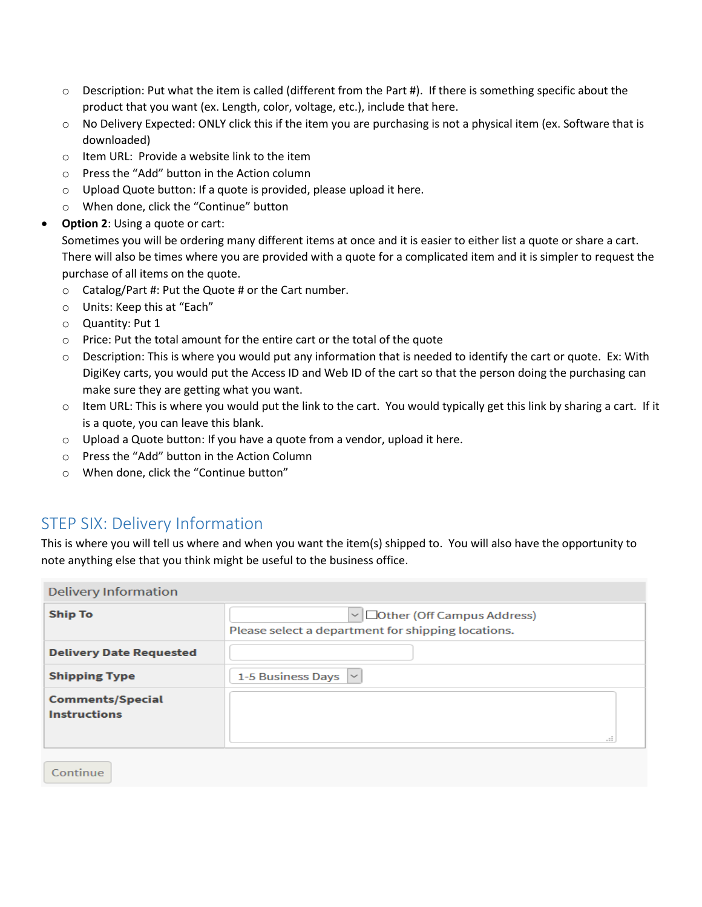- Description: Put what the item is called (different from the Part #). If there is something specific about the product that you want (ex. Length, color, voltage, etc.), include that here.
- No Delivery Expected: ONLY click this if the item you are purchasing is not a physical item (ex. Software that is downloaded)
- Item URL: Provide a website link to the item
- Press the "Add" button in the Action column
- Upload Quote button: If a quote is provided, please upload it here.
- When done, click the "Continue" button

- **Option 2**: Using a quote or cart:
  Sometimes you will be ordering many different items at once and it is easier to either list a quote or share a cart. There will also be times where you are provided with a quote for a complicated item and it is simpler to request the purchase of all items on the quote.
  - Catalog/Part #: Put the Quote # or the Cart number.
  - Units: Keep this at "Each"
  - Quantity: Put 1
  - Price: Put the total amount for the entire cart or the total of the quote
  - Description: This is where you would put any information that is needed to identify the cart or quote. Ex: With DigiKey carts, you would put the Access ID and Web ID of the cart so that the person doing the purchasing can make sure they are getting what you want.
  - Item URL: This is where you would put the link to the cart. You would typically get this link by sharing a cart. If it is a quote, you can leave this blank.
  - Upload a Quote button: If you have a quote from a vendor, upload it here.
  - Press the "Add" button in the Action Column
  - When done, click the "Continue button"

## STEP SIX: Delivery Information

This is where you will tell us where and when you want the item(s) shipped to. You will also have the opportunity to note anything else that you think might be useful to the business office.

| Delivery Information | |
|---|---|
| **Ship To** | [ ] ☐Other (Off Campus Address)<br>Please select a department for shipping locations. |
| **Delivery Date Requested** | |
| **Shipping Type** | 1-5 Business Days |
| **Comments/Special Instructions** | |

Continue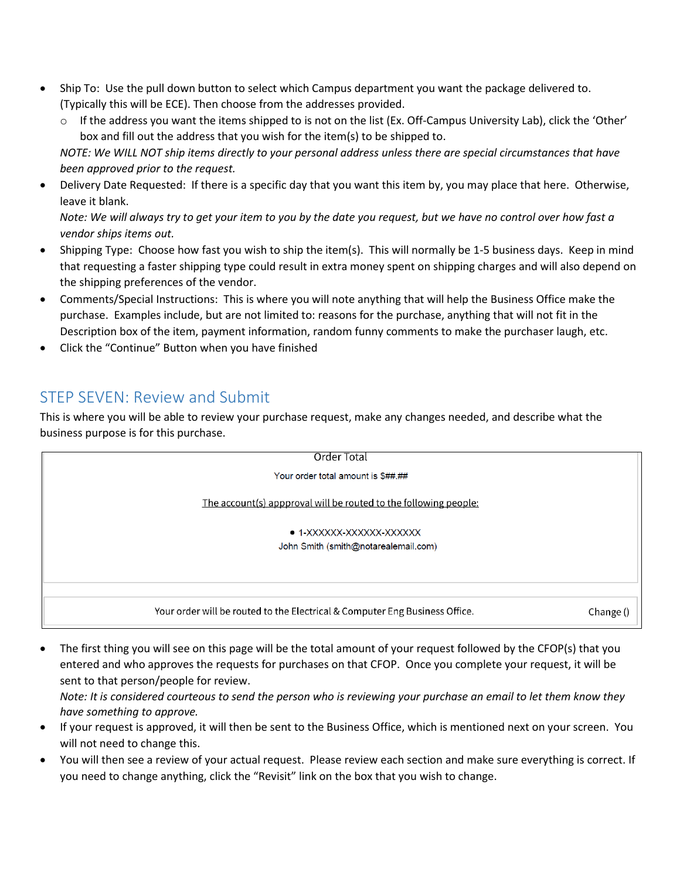- Ship To: Use the pull down button to select which Campus department you want the package delivered to. (Typically this will be ECE). Then choose from the addresses provided.
  - If the address you want the items shipped to is not on the list (Ex. Off-Campus University Lab), click the 'Other' box and fill out the address that you wish for the item(s) to be shipped to.

  *NOTE: We WILL NOT ship items directly to your personal address unless there are special circumstances that have been approved prior to the request.*
- Delivery Date Requested: If there is a specific day that you want this item by, you may place that here. Otherwise, leave it blank.

  *Note: We will always try to get your item to you by the date you request, but we have no control over how fast a vendor ships items out.*
- Shipping Type: Choose how fast you wish to ship the item(s). This will normally be 1-5 business days. Keep in mind that requesting a faster shipping type could result in extra money spent on shipping charges and will also depend on the shipping preferences of the vendor.
- Comments/Special Instructions: This is where you will note anything that will help the Business Office make the purchase. Examples include, but are not limited to: reasons for the purchase, anything that will not fit in the Description box of the item, payment information, random funny comments to make the purchaser laugh, etc.
- Click the "Continue" Button when you have finished

## STEP SEVEN: Review and Submit

This is where you will be able to review your purchase request, make any changes needed, and describe what the business purpose is for this purchase.

| Order Total | |
|---|---|
| Your order total amount is $##.## <br><br> The account(s) appproval will be routed to the following people: <br><br> • 1-XXXXXX-XXXXXX-XXXXXX <br> John Smith (smith@notarealemail.com) | |
| Your order will be routed to the Electrical & Computer Eng Business Office. | Change () |

- The first thing you will see on this page will be the total amount of your request followed by the CFOP(s) that you entered and who approves the requests for purchases on that CFOP. Once you complete your request, it will be sent to that person/people for review.

  *Note: It is considered courteous to send the person who is reviewing your purchase an email to let them know they have something to approve.*
- If your request is approved, it will then be sent to the Business Office, which is mentioned next on your screen. You will not need to change this.
- You will then see a review of your actual request. Please review each section and make sure everything is correct. If you need to change anything, click the "Revisit" link on the box that you wish to change.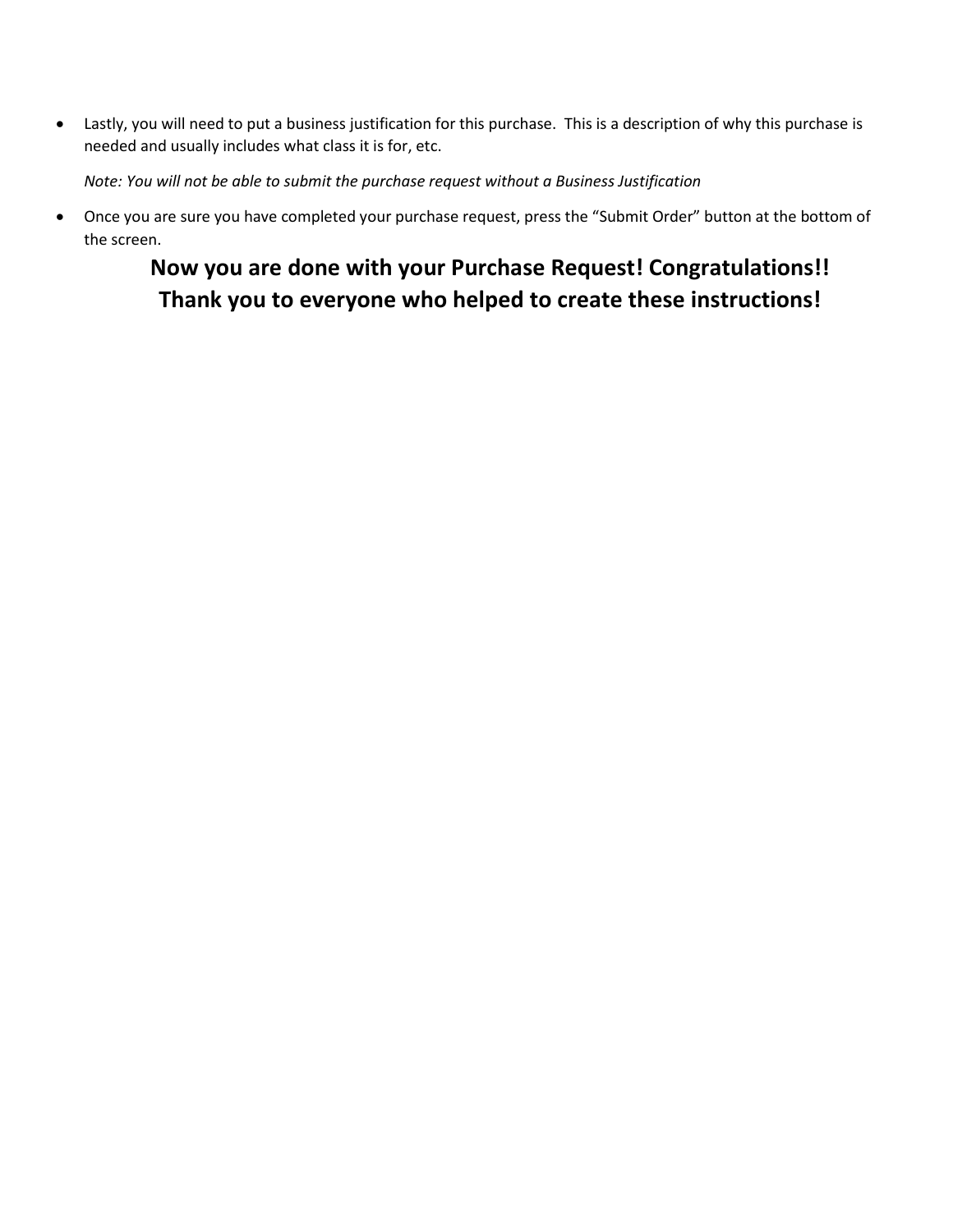- Lastly, you will need to put a business justification for this purchase. This is a description of why this purchase is needed and usually includes what class it is for, etc.

  *Note: You will not be able to submit the purchase request without a Business Justification*

- Once you are sure you have completed your purchase request, press the "Submit Order" button at the bottom of the screen.

**Now you are done with your Purchase Request! Congratulations!!**
**Thank you to everyone who helped to create these instructions!**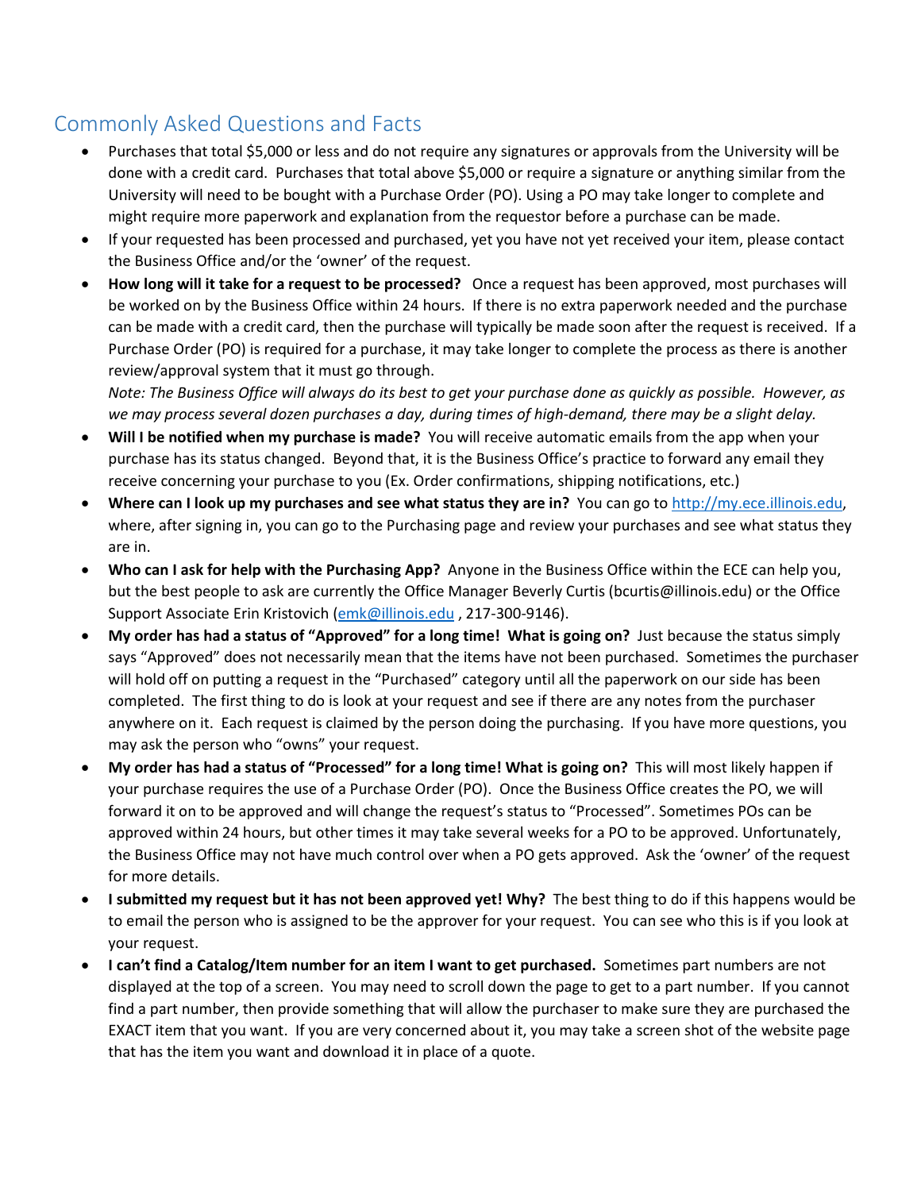## Commonly Asked Questions and Facts

- Purchases that total $5,000 or less and do not require any signatures or approvals from the University will be done with a credit card. Purchases that total above $5,000 or require a signature or anything similar from the University will need to be bought with a Purchase Order (PO). Using a PO may take longer to complete and might require more paperwork and explanation from the requestor before a purchase can be made.
- If your requested has been processed and purchased, yet you have not yet received your item, please contact the Business Office and/or the 'owner' of the request.
- **How long will it take for a request to be processed?** Once a request has been approved, most purchases will be worked on by the Business Office within 24 hours. If there is no extra paperwork needed and the purchase can be made with a credit card, then the purchase will typically be made soon after the request is received. If a Purchase Order (PO) is required for a purchase, it may take longer to complete the process as there is another review/approval system that it must go through.
  *Note: The Business Office will always do its best to get your purchase done as quickly as possible. However, as we may process several dozen purchases a day, during times of high-demand, there may be a slight delay.*
- **Will I be notified when my purchase is made?** You will receive automatic emails from the app when your purchase has its status changed. Beyond that, it is the Business Office's practice to forward any email they receive concerning your purchase to you (Ex. Order confirmations, shipping notifications, etc.)
- **Where can I look up my purchases and see what status they are in?** You can go to http://my.ece.illinois.edu, where, after signing in, you can go to the Purchasing page and review your purchases and see what status they are in.
- **Who can I ask for help with the Purchasing App?** Anyone in the Business Office within the ECE can help you, but the best people to ask are currently the Office Manager Beverly Curtis (bcurtis@illinois.edu) or the Office Support Associate Erin Kristovich (emk@illinois.edu , 217-300-9146).
- **My order has had a status of "Approved" for a long time! What is going on?** Just because the status simply says "Approved" does not necessarily mean that the items have not been purchased. Sometimes the purchaser will hold off on putting a request in the "Purchased" category until all the paperwork on our side has been completed. The first thing to do is look at your request and see if there are any notes from the purchaser anywhere on it. Each request is claimed by the person doing the purchasing. If you have more questions, you may ask the person who "owns" your request.
- **My order has had a status of "Processed" for a long time! What is going on?** This will most likely happen if your purchase requires the use of a Purchase Order (PO). Once the Business Office creates the PO, we will forward it on to be approved and will change the request's status to "Processed". Sometimes POs can be approved within 24 hours, but other times it may take several weeks for a PO to be approved. Unfortunately, the Business Office may not have much control over when a PO gets approved. Ask the 'owner' of the request for more details.
- **I submitted my request but it has not been approved yet! Why?** The best thing to do if this happens would be to email the person who is assigned to be the approver for your request. You can see who this is if you look at your request.
- **I can't find a Catalog/Item number for an item I want to get purchased.** Sometimes part numbers are not displayed at the top of a screen. You may need to scroll down the page to get to a part number. If you cannot find a part number, then provide something that will allow the purchaser to make sure they are purchased the EXACT item that you want. If you are very concerned about it, you may take a screen shot of the website page that has the item you want and download it in place of a quote.